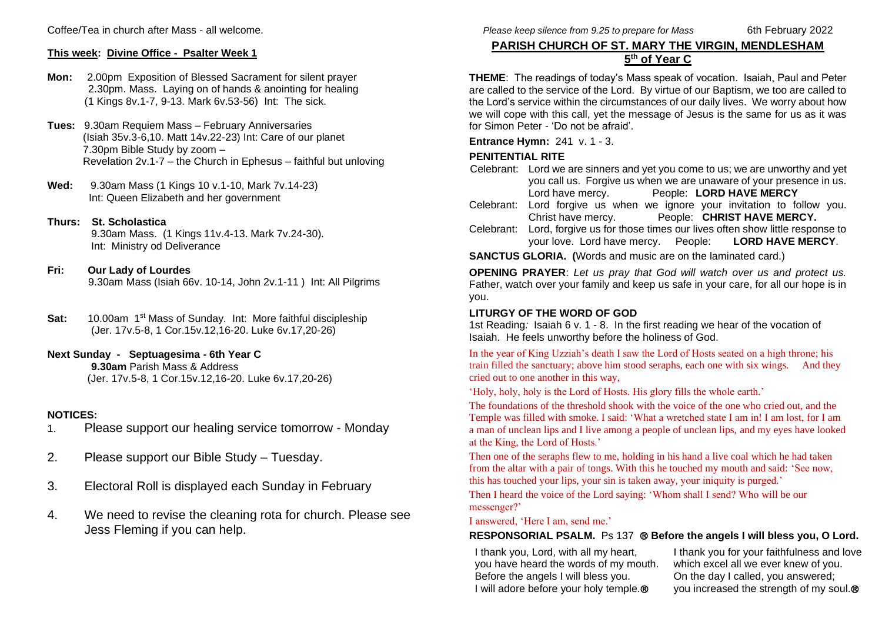Coffee/Tea in church after Mass - all welcome.

**This week: Divine Office - Psalter Week 1**

**Mon:** 2.00pm Exposition of Blessed Sacrament for silent prayer
2.30pm. Mass. Laying on of hands & anointing for healing
(1 Kings 8v.1-7, 9-13. Mark 6v.53-56) Int: The sick.

**Tues:** 9.30am Requiem Mass – February Anniversaries
(Isiah 35v.3-6,10. Matt 14v.22-23) Int: Care of our planet
7.30pm Bible Study by zoom –
Revelation 2v.1-7 – the Church in Ephesus – faithful but unloving

**Wed:** 9.30am Mass (1 Kings 10 v.1-10, Mark 7v.14-23)
Int: Queen Elizabeth and her government

**Thurs: St. Scholastica**
9.30am Mass. (1 Kings 11v.4-13. Mark 7v.24-30).
Int: Ministry od Deliverance

**Fri: Our Lady of Lourdes**
9.30am Mass (Isiah 66v. 10-14, John 2v.1-11 ) Int: All Pilgrims

**Sat:** 10.00am 1st Mass of Sunday. Int: More faithful discipleship
(Jer. 17v.5-8, 1 Cor.15v.12,16-20. Luke 6v.17,20-26)

**Next Sunday - Septuagesima - 6th Year C**
**9.30am** Parish Mass & Address
(Jer. 17v.5-8, 1 Cor.15v.12,16-20. Luke 6v.17,20-26)

**NOTICES:**

1. Please support our healing service tomorrow - Monday
2. Please support our Bible Study – Tuesday.
3. Electoral Roll is displayed each Sunday in February
4. We need to revise the cleaning rota for church. Please see Jess Fleming if you can help.

*Please keep silence from 9.25 to prepare for Mass* 6th February 2022

## PARISH CHURCH OF ST. MARY THE VIRGIN, MENDLESHAM

### 5th of Year C

**THEME**: The readings of today's Mass speak of vocation. Isaiah, Paul and Peter are called to the service of the Lord. By virtue of our Baptism, we too are called to the Lord's service within the circumstances of our daily lives. We worry about how we will cope with this call, yet the message of Jesus is the same for us as it was for Simon Peter - 'Do not be afraid'.

**Entrance Hymn:** 241 v. 1 - 3.

**PENITENTIAL RITE**

Celebrant: Lord we are sinners and yet you come to us; we are unworthy and yet you call us. Forgive us when we are unaware of your presence in us. Lord have mercy. People: **LORD HAVE MERCY**

Celebrant: Lord forgive us when we ignore your invitation to follow you. Christ have mercy. People: **CHRIST HAVE MERCY.**

Celebrant: Lord, forgive us for those times our lives often show little response to your love. Lord have mercy. People: **LORD HAVE MERCY**.

**SANCTUS GLORIA. (**Words and music are on the laminated card.)

**OPENING PRAYER**: *Let us pray that God will watch over us and protect us.* Father, watch over your family and keep us safe in your care, for all our hope is in you.

**LITURGY OF THE WORD OF GOD**

1st Reading*:* Isaiah 6 v. 1 - 8. In the first reading we hear of the vocation of Isaiah. He feels unworthy before the holiness of God.

In the year of King Uzziah's death I saw the Lord of Hosts seated on a high throne; his train filled the sanctuary; above him stood seraphs, each one with six wings. And they cried out to one another in this way,

'Holy, holy, holy is the Lord of Hosts. His glory fills the whole earth.'

The foundations of the threshold shook with the voice of the one who cried out, and the Temple was filled with smoke. I said: 'What a wretched state I am in! I am lost, for I am a man of unclean lips and I live among a people of unclean lips, and my eyes have looked at the King, the Lord of Hosts.'

Then one of the seraphs flew to me, holding in his hand a live coal which he had taken from the altar with a pair of tongs. With this he touched my mouth and said: 'See now, this has touched your lips, your sin is taken away, your iniquity is purged.'

Then I heard the voice of the Lord saying: 'Whom shall I send? Who will be our messenger?'

I answered, 'Here I am, send me.'

**RESPONSORIAL PSALM.** Ps 137 **℟ Before the angels I will bless you, O Lord.**

I thank you, Lord, with all my heart,
you have heard the words of my mouth.
Before the angels I will bless you.
I will adore before your holy temple.℟

I thank you for your faithfulness and love
which excel all we ever knew of you.
On the day I called, you answered;
you increased the strength of my soul.℟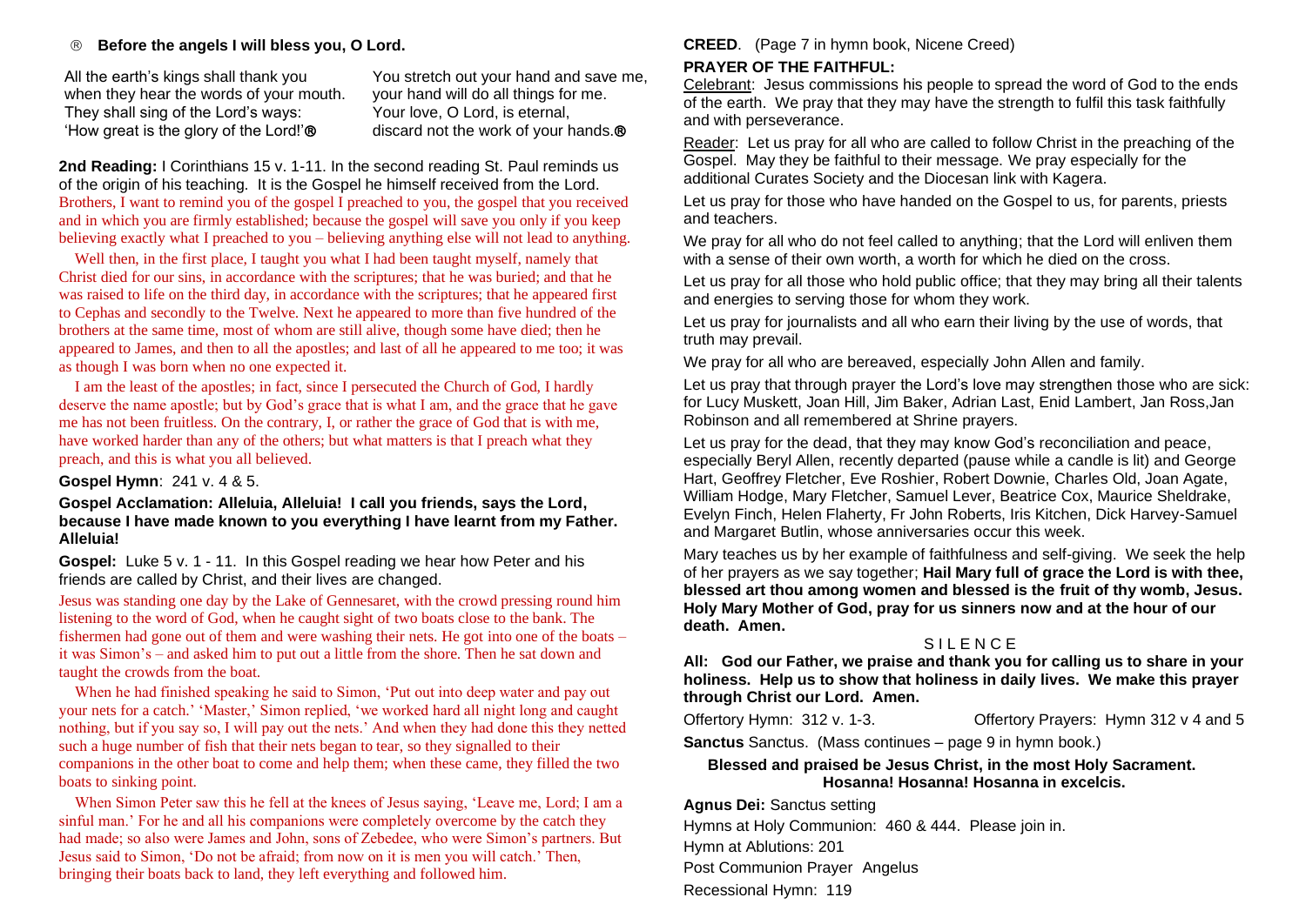® **Before the angels I will bless you, O Lord.**

All the earth's kings shall thank you
when they hear the words of your mouth.
They shall sing of the Lord's ways:
'How great is the glory of the Lord!'®

You stretch out your hand and save me,
your hand will do all things for me.
Your love, O Lord, is eternal,
discard not the work of your hands.®

**2nd Reading:** I Corinthians 15 v. 1-11. In the second reading St. Paul reminds us of the origin of his teaching. It is the Gospel he himself received from the Lord.

Brothers, I want to remind you of the gospel I preached to you, the gospel that you received and in which you are firmly established; because the gospel will save you only if you keep believing exactly what I preached to you – believing anything else will not lead to anything.

Well then, in the first place, I taught you what I had been taught myself, namely that Christ died for our sins, in accordance with the scriptures; that he was buried; and that he was raised to life on the third day, in accordance with the scriptures; that he appeared first to Cephas and secondly to the Twelve. Next he appeared to more than five hundred of the brothers at the same time, most of whom are still alive, though some have died; then he appeared to James, and then to all the apostles; and last of all he appeared to me too; it was as though I was born when no one expected it.

I am the least of the apostles; in fact, since I persecuted the Church of God, I hardly deserve the name apostle; but by God's grace that is what I am, and the grace that he gave me has not been fruitless. On the contrary, I, or rather the grace of God that is with me, have worked harder than any of the others; but what matters is that I preach what they preach, and this is what you all believed.

**Gospel Hymn**: 241 v. 4 & 5.

**Gospel Acclamation: Alleluia, Alleluia! I call you friends, says the Lord, because I have made known to you everything I have learnt from my Father. Alleluia!**

**Gospel:** Luke 5 v. 1 - 11. In this Gospel reading we hear how Peter and his friends are called by Christ, and their lives are changed.

Jesus was standing one day by the Lake of Gennesaret, with the crowd pressing round him listening to the word of God, when he caught sight of two boats close to the bank. The fishermen had gone out of them and were washing their nets. He got into one of the boats – it was Simon's – and asked him to put out a little from the shore. Then he sat down and taught the crowds from the boat.

When he had finished speaking he said to Simon, 'Put out into deep water and pay out your nets for a catch.' 'Master,' Simon replied, 'we worked hard all night long and caught nothing, but if you say so, I will pay out the nets.' And when they had done this they netted such a huge number of fish that their nets began to tear, so they signalled to their companions in the other boat to come and help them; when these came, they filled the two boats to sinking point.

When Simon Peter saw this he fell at the knees of Jesus saying, 'Leave me, Lord; I am a sinful man.' For he and all his companions were completely overcome by the catch they had made; so also were James and John, sons of Zebedee, who were Simon's partners. But Jesus said to Simon, 'Do not be afraid; from now on it is men you will catch.' Then, bringing their boats back to land, they left everything and followed him.

**CREED**. (Page 7 in hymn book, Nicene Creed)

**PRAYER OF THE FAITHFUL:**

Celebrant: Jesus commissions his people to spread the word of God to the ends of the earth. We pray that they may have the strength to fulfil this task faithfully and with perseverance.

Reader: Let us pray for all who are called to follow Christ in the preaching of the Gospel. May they be faithful to their message. We pray especially for the additional Curates Society and the Diocesan link with Kagera.

Let us pray for those who have handed on the Gospel to us, for parents, priests and teachers.

We pray for all who do not feel called to anything; that the Lord will enliven them with a sense of their own worth, a worth for which he died on the cross.

Let us pray for all those who hold public office; that they may bring all their talents and energies to serving those for whom they work.

Let us pray for journalists and all who earn their living by the use of words, that truth may prevail.

We pray for all who are bereaved, especially John Allen and family.

Let us pray that through prayer the Lord's love may strengthen those who are sick: for Lucy Muskett, Joan Hill, Jim Baker, Adrian Last, Enid Lambert, Jan Ross,Jan Robinson and all remembered at Shrine prayers.

Let us pray for the dead, that they may know God's reconciliation and peace, especially Beryl Allen, recently departed (pause while a candle is lit) and George Hart, Geoffrey Fletcher, Eve Roshier, Robert Downie, Charles Old, Joan Agate, William Hodge, Mary Fletcher, Samuel Lever, Beatrice Cox, Maurice Sheldrake, Evelyn Finch, Helen Flaherty, Fr John Roberts, Iris Kitchen, Dick Harvey-Samuel and Margaret Butlin, whose anniversaries occur this week.

Mary teaches us by her example of faithfulness and self-giving. We seek the help of her prayers as we say together; **Hail Mary full of grace the Lord is with thee, blessed art thou among women and blessed is the fruit of thy womb, Jesus. Holy Mary Mother of God, pray for us sinners now and at the hour of our death. Amen.**

SILENCE

**All: God our Father, we praise and thank you for calling us to share in your holiness. Help us to show that holiness in daily lives. We make this prayer through Christ our Lord. Amen.**

Offertory Hymn: 312 v. 1-3. Offertory Prayers: Hymn 312 v 4 and 5

**Sanctus** Sanctus. (Mass continues – page 9 in hymn book.)

**Blessed and praised be Jesus Christ, in the most Holy Sacrament. Hosanna! Hosanna! Hosanna in excelcis.**

**Agnus Dei:** Sanctus setting

Hymns at Holy Communion: 460 & 444. Please join in.

Hymn at Ablutions: 201

Post Communion Prayer Angelus

Recessional Hymn: 119